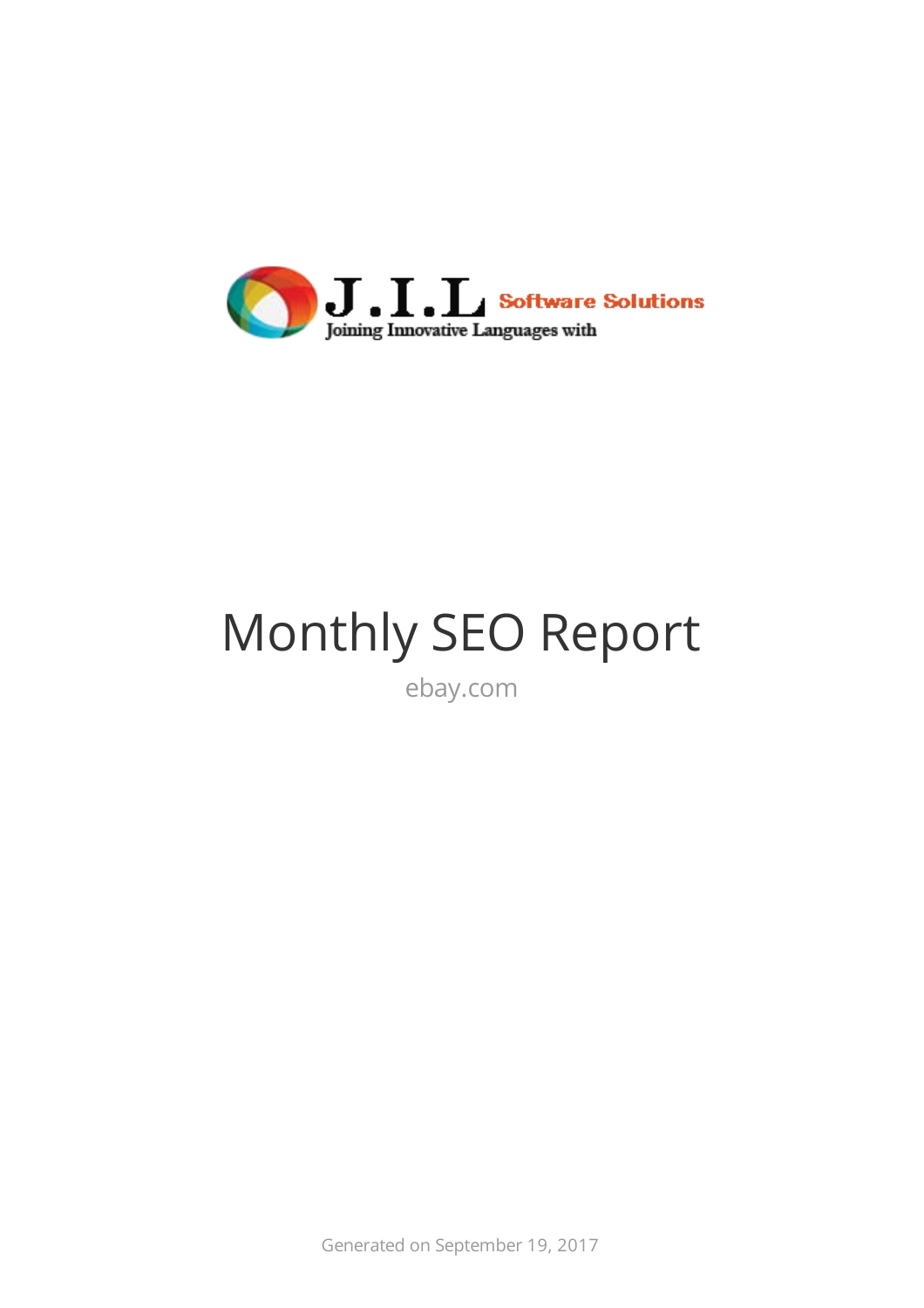J.I.L Software Solutions

Joining Innovative Languages with

# Monthly SEO Report

ebay.com

Generated on September 19, 2017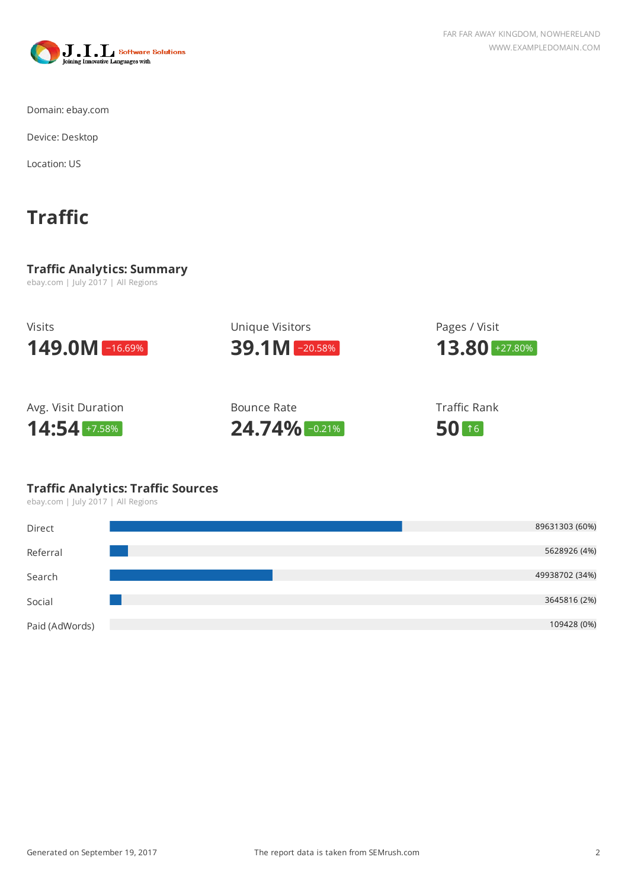Domain: ebay.com

Device: Desktop

Location: US

# Traffic

## Traffic Analytics: Summary

ebay.com | July 2017 | All Regions

Visits
149.0M −16.69%

Unique Visitors
39.1M −20.58%

Pages / Visit
13.80 +27.80%

Avg. Visit Duration
14:54 +7.58%

Bounce Rate
24.74% −0.21%

Traffic Rank
50 ↑6

## Traffic Analytics: Traffic Sources

ebay.com | July 2017 | All Regions

Direct
89631303 (60%)

Referral
5628926 (4%)

Search
49938702 (34%)

Social
3645816 (2%)

Paid (AdWords)
109428 (0%)

Generated on September 19, 2017

The report data is taken from SEMrush.com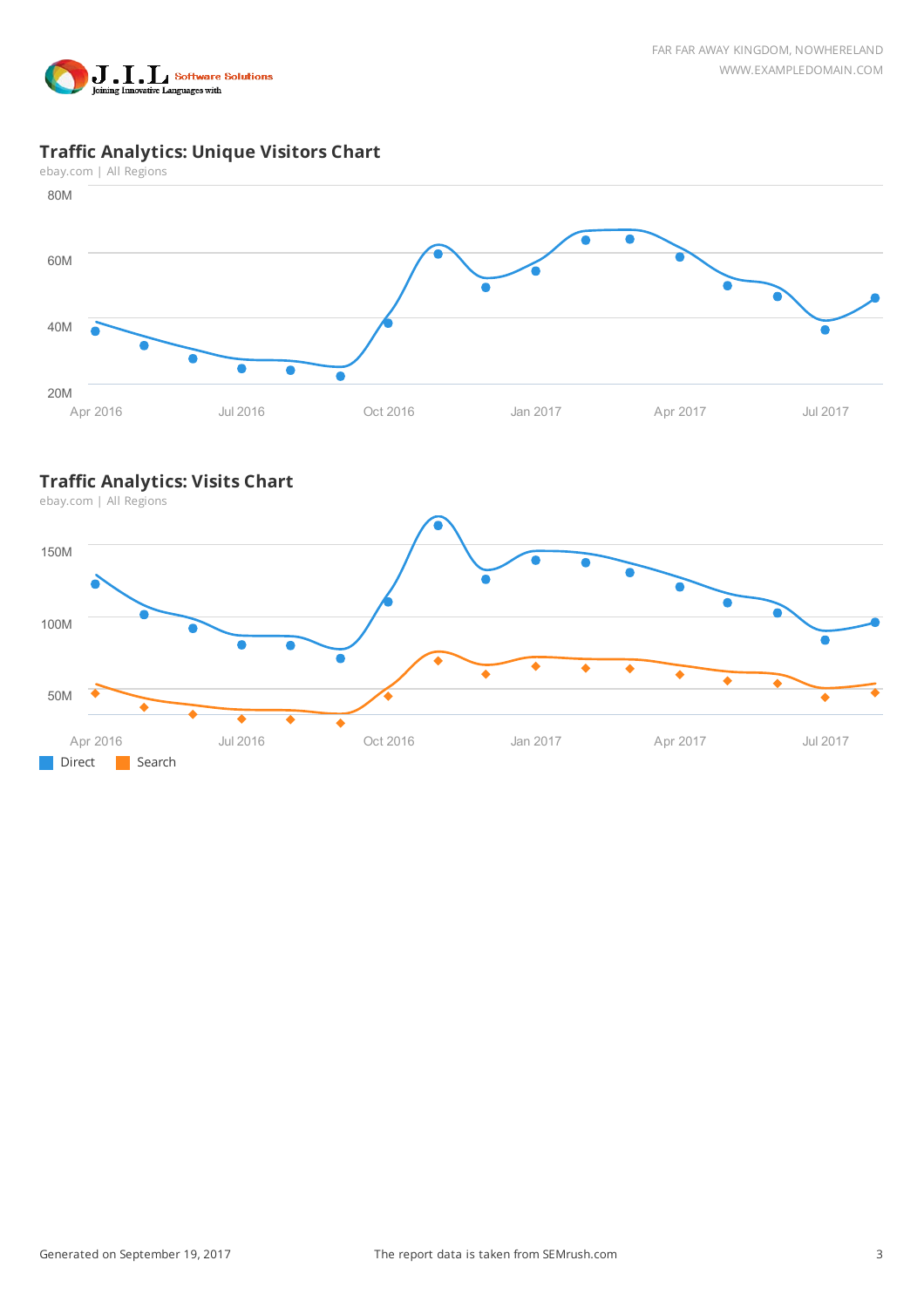## Traffic Analytics: Unique Visitors Chart

ebay.com | All Regions

80M
60M
40M
20M

Apr 2016 Jul 2016 Oct 2016 Jan 2017 Apr 2017 Jul 2017

## Traffic Analytics: Visits Chart

ebay.com | All Regions

150M
100M
50M

Apr 2016 Jul 2016 Oct 2016 Jan 2017 Apr 2017 Jul 2017

Direct Search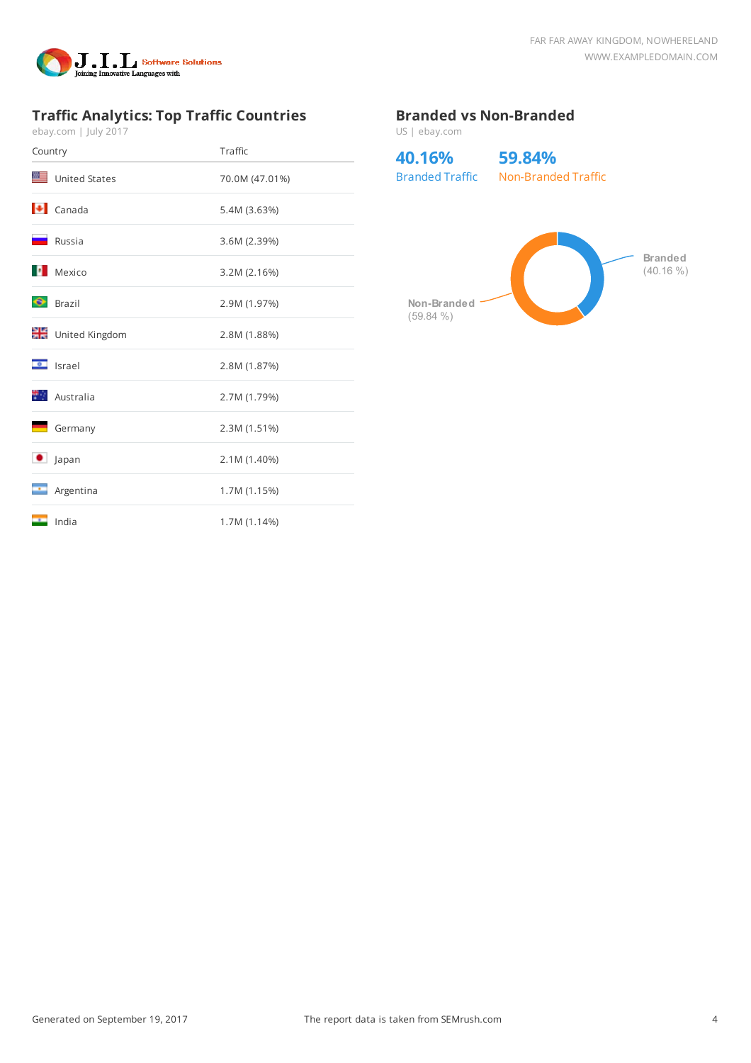## Traffic Analytics: Top Traffic Countries

ebay.com | July 2017

| Country | Traffic |
|---|---|
| United States | 70.0M (47.01%) |
| Canada | 5.4M (3.63%) |
| Russia | 3.6M (2.39%) |
| Mexico | 3.2M (2.16%) |
| Brazil | 2.9M (1.97%) |
| United Kingdom | 2.8M (1.88%) |
| Israel | 2.8M (1.87%) |
| Australia | 2.7M (1.79%) |
| Germany | 2.3M (1.51%) |
| Japan | 2.1M (1.40%) |
| Argentina | 1.7M (1.15%) |
| India | 1.7M (1.14%) |

## Branded vs Non-Branded

US | ebay.com

**40.16%**
Branded Traffic

**59.84%**
Non-Branded Traffic

Branded
(40.16 %)

Non-Branded
(59.84 %)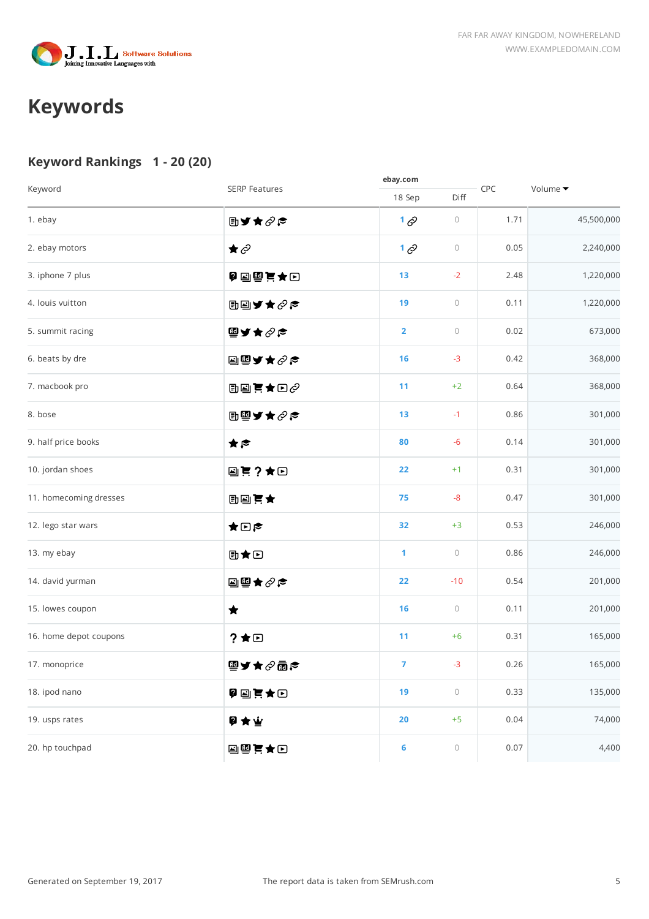# Keywords

## Keyword Rankings 1 - 20 (20)

| Keyword | SERP Features | ebay.com | | CPC | Volume |
|---|---|---|---|---|---|
| | | 18 Sep | Diff | | |
| 1. ebay | | 1 | 0 | 1.71 | 45,500,000 |
| 2. ebay motors | | 1 | 0 | 0.05 | 2,240,000 |
| 3. iphone 7 plus | | 13 | -2 | 2.48 | 1,220,000 |
| 4. louis vuitton | | 19 | 0 | 0.11 | 1,220,000 |
| 5. summit racing | | 2 | 0 | 0.02 | 673,000 |
| 6. beats by dre | | 16 | -3 | 0.42 | 368,000 |
| 7. macbook pro | | 11 | +2 | 0.64 | 368,000 |
| 8. bose | | 13 | -1 | 0.86 | 301,000 |
| 9. half price books | | 80 | -6 | 0.14 | 301,000 |
| 10. jordan shoes | | 22 | +1 | 0.31 | 301,000 |
| 11. homecoming dresses | | 75 | -8 | 0.47 | 301,000 |
| 12. lego star wars | | 32 | +3 | 0.53 | 246,000 |
| 13. my ebay | | 1 | 0 | 0.86 | 246,000 |
| 14. david yurman | | 22 | -10 | 0.54 | 201,000 |
| 15. lowes coupon | | 16 | 0 | 0.11 | 201,000 |
| 16. home depot coupons | | 11 | +6 | 0.31 | 165,000 |
| 17. monoprice | | 7 | -3 | 0.26 | 165,000 |
| 18. ipod nano | | 19 | 0 | 0.33 | 135,000 |
| 19. usps rates | | 20 | +5 | 0.04 | 74,000 |
| 20. hp touchpad | | 6 | 0 | 0.07 | 4,400 |

Generated on September 19, 2017 The report data is taken from SEMrush.com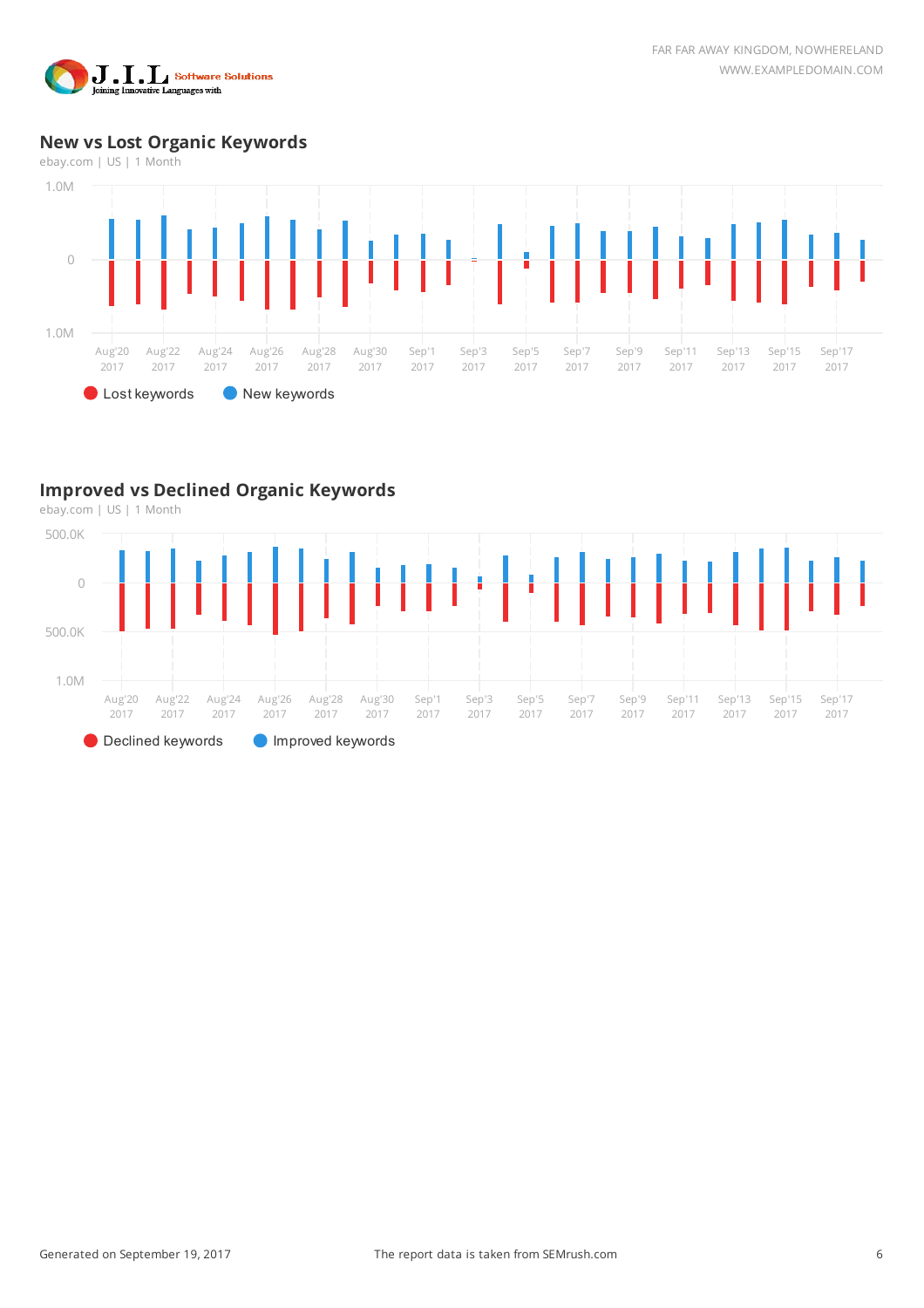## New vs Lost Organic Keywords

ebay.com | US | 1 Month

1.0M
0
1.0M

Aug'20 2017 Aug'22 2017 Aug'24 2017 Aug'26 2017 Aug'28 2017 Aug'30 2017 Sep'1 2017 Sep'3 2017 Sep'5 2017 Sep'7 2017 Sep'9 2017 Sep'11 2017 Sep'13 2017 Sep'15 2017 Sep'17 2017

Lost keywords New keywords

## Improved vs Declined Organic Keywords

ebay.com | US | 1 Month

500.0K
0
500.0K
1.0M

Aug'20 2017 Aug'22 2017 Aug'24 2017 Aug'26 2017 Aug'28 2017 Aug'30 2017 Sep'1 2017 Sep'3 2017 Sep'5 2017 Sep'7 2017 Sep'9 2017 Sep'11 2017 Sep'13 2017 Sep'15 2017 Sep'17 2017

Declined keywords Improved keywords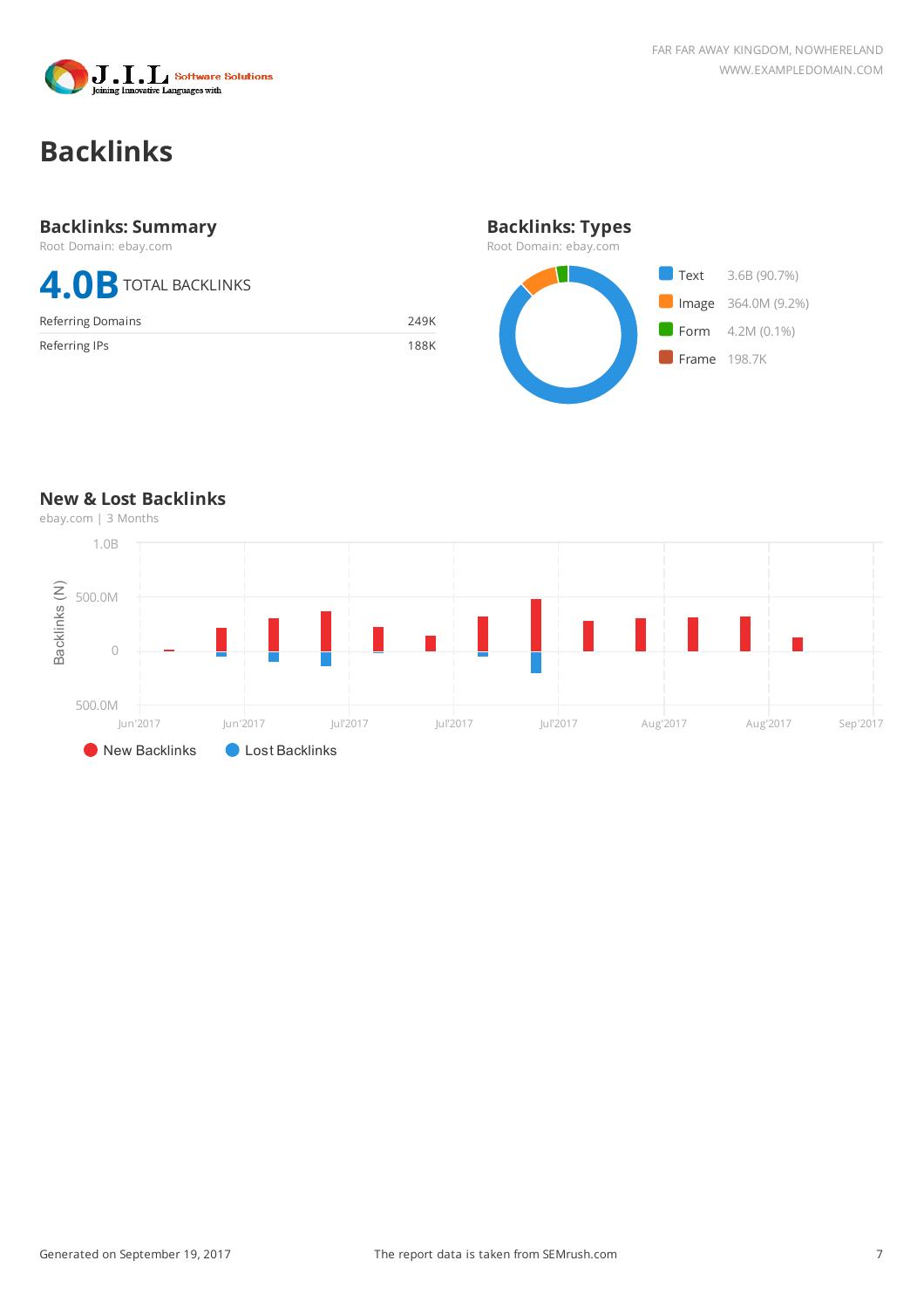# Backlinks

## Backlinks: Summary

Root Domain: ebay.com

**4.0B** TOTAL BACKLINKS

| | |
|---|---|
| Referring Domains | 249K |
| Referring IPs | 188K |

## Backlinks: Types

Root Domain: ebay.com

Text 3.6B (90.7%)
Image 364.0M (9.2%)
Form 4.2M (0.1%)
Frame 198.7K

## New & Lost Backlinks

ebay.com | 3 Months

1.0B
500.0M
0
500.0M

Backlinks (N)

Jun'2017
Jun'2017
Jul'2017
Jul'2017
Jul'2017
Aug'2017
Aug'2017
Sep'2017

New Backlinks
Lost Backlinks

Generated on September 19, 2017

The report data is taken from SEMrush.com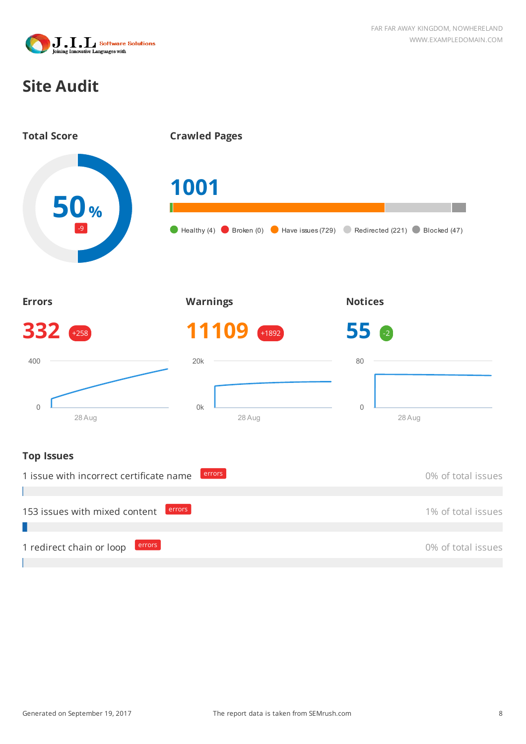J.I.L Software Solutions
Joining Innovative Languages with

FAR FAR AWAY KINGDOM, NOWHERELAND
WWW.EXAMPLEDOMAIN.COM

# Site Audit

## Total Score

50%
-9

## Crawled Pages

1001

Healthy (4) Broken (0) Have issues (729) Redirected (221) Blocked (47)

## Errors

332 +258

400
0
28 Aug

## Warnings

11109 +1892

20k
0k
28 Aug

## Notices

55 -2

80
0
28 Aug

## Top Issues

1 issue with incorrect certificate name errors — 0% of total issues

153 issues with mixed content errors — 1% of total issues

1 redirect chain or loop errors — 0% of total issues

Generated on September 19, 2017 The report data is taken from SEMrush.com